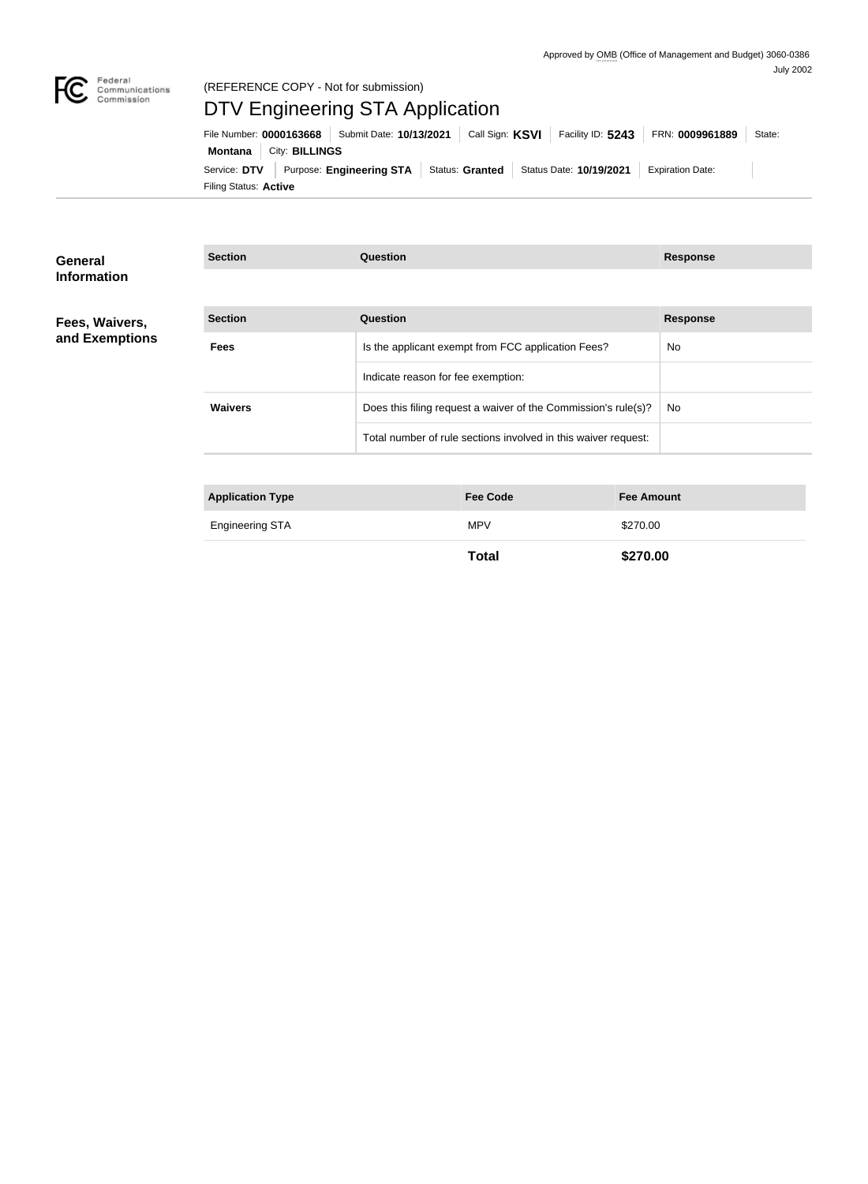Approved by OMB (Office of Management and Budget) 3060-0386
July 2002

Federal Communications Commission

(REFERENCE COPY - Not for submission)

# DTV Engineering STA Application

File Number: **0000163668** | Submit Date: **10/13/2021** | Call Sign: **KSVI** | Facility ID: **5243** | FRN: **0009961889** | State: **Montana** | City: **BILLINGS**

Service: **DTV** | Purpose: **Engineering STA** | Status: **Granted** | Status Date: **10/19/2021** | Expiration Date:

Filing Status: **Active**

## General Information

| Section | Question | Response |
|---|---|---|

## Fees, Waivers, and Exemptions

| Section | Question | Response |
|---|---|---|
| Fees | Is the applicant exempt from FCC application Fees? | No |
| | Indicate reason for fee exemption: | |
| Waivers | Does this filing request a waiver of the Commission's rule(s)? | No |
| | Total number of rule sections involved in this waiver request: | |

| Application Type | Fee Code | Fee Amount |
|---|---|---|
| Engineering STA | MPV | $270.00 |
| | **Total** | **$270.00** |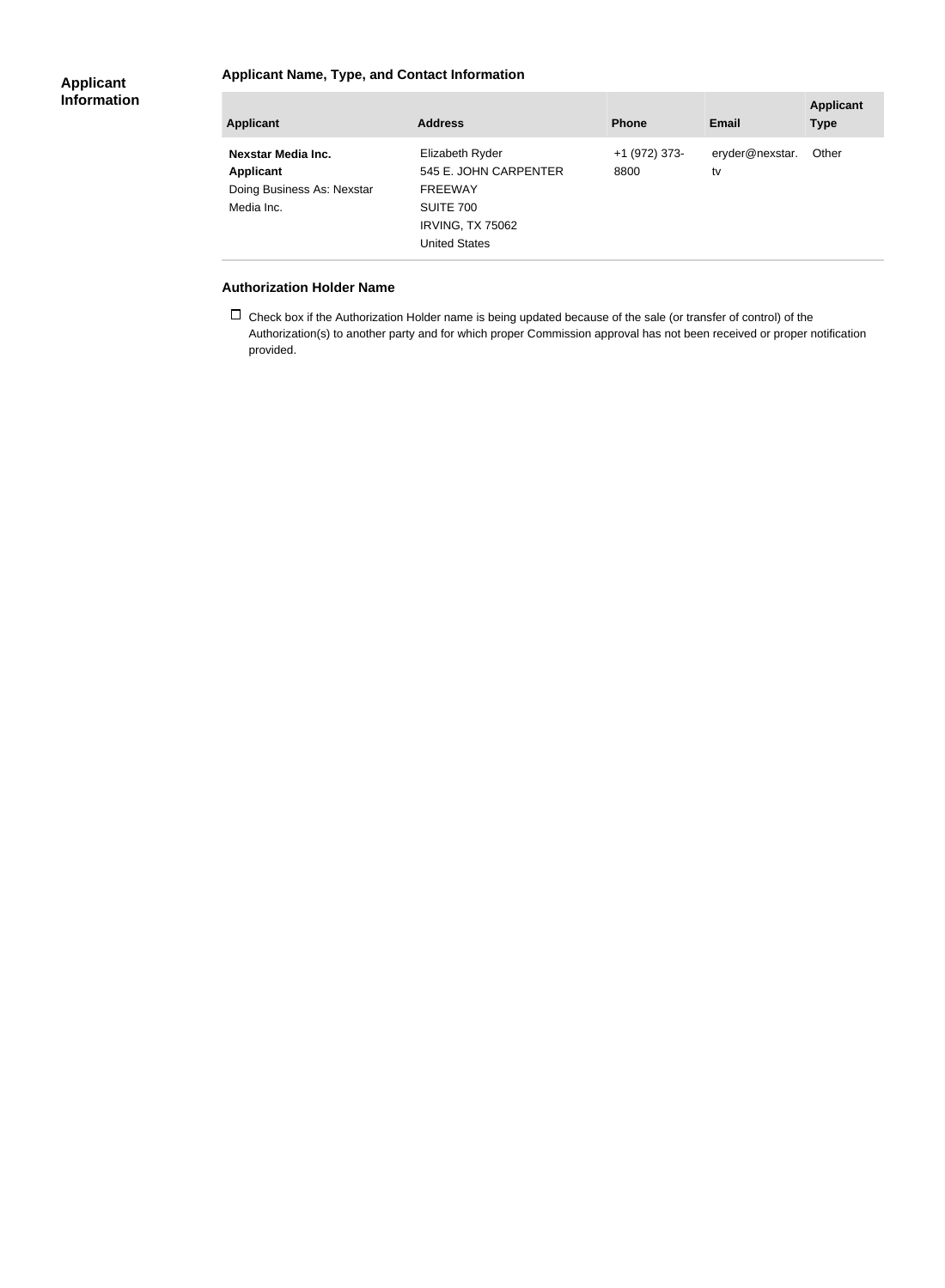## Applicant Information

### Applicant Name, Type, and Contact Information

| Applicant | Address | Phone | Email | Applicant Type |
|---|---|---|---|---|
| **Nexstar Media Inc.** **Applicant** Doing Business As: Nexstar Media Inc. | Elizabeth Ryder 545 E. JOHN CARPENTER FREEWAY SUITE 700 IRVING, TX 75062 United States | +1 (972) 373-8800 | eryder@nexstar.tv | Other |

### Authorization Holder Name

☐ Check box if the Authorization Holder name is being updated because of the sale (or transfer of control) of the Authorization(s) to another party and for which proper Commission approval has not been received or proper notification provided.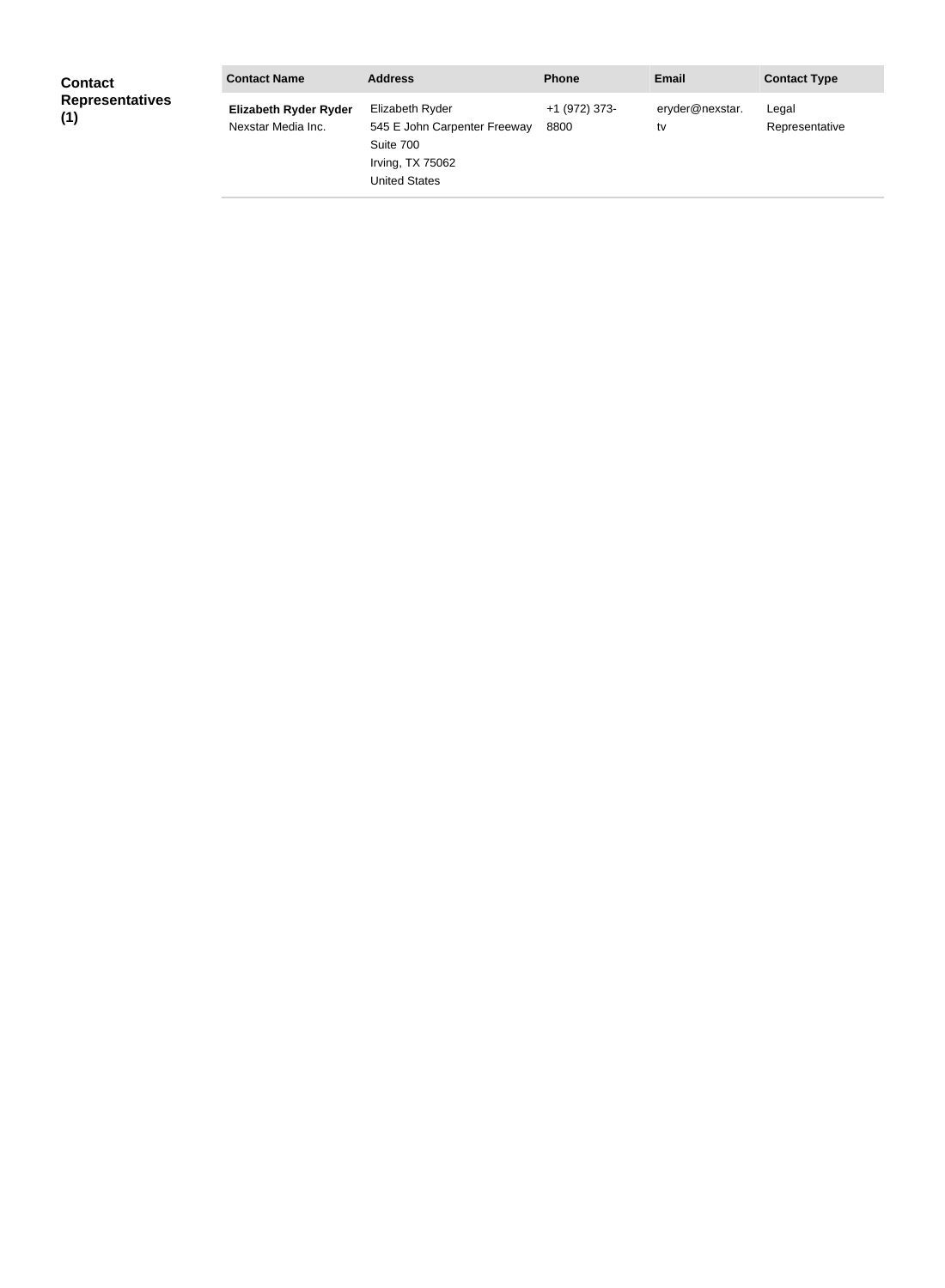**Contact Representatives (1)**

| Contact Name | Address | Phone | Email | Contact Type |
| --- | --- | --- | --- | --- |
| **Elizabeth Ryder Ryder** Nexstar Media Inc. | Elizabeth Ryder 545 E John Carpenter Freeway Suite 700 Irving, TX 75062 United States | +1 (972) 373-8800 | eryder@nexstar.tv | Legal Representative |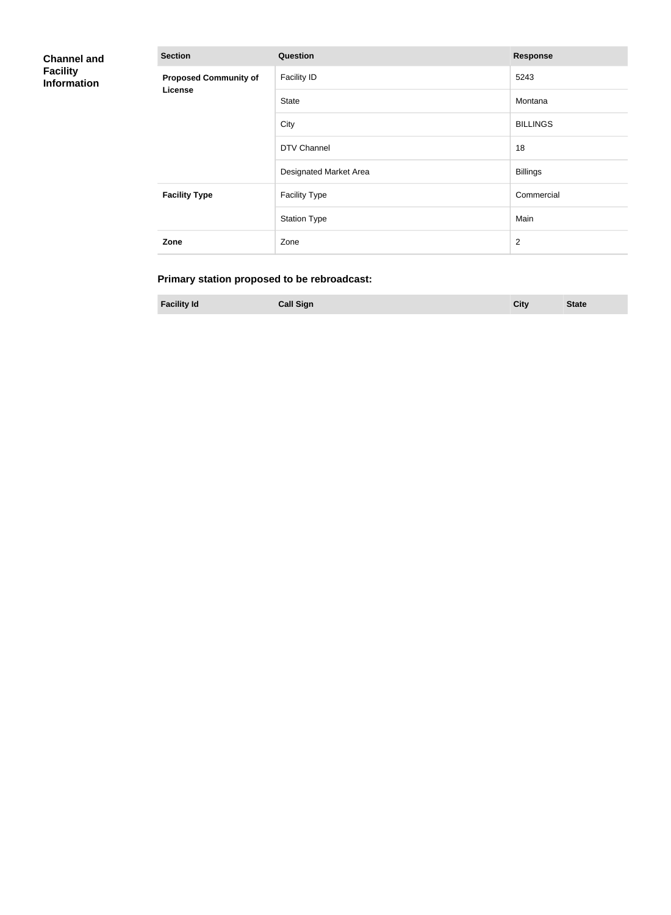## Channel and Facility Information

| Section | Question | Response |
| --- | --- | --- |
| **Proposed Community of License** | Facility ID | 5243 |
| | State | Montana |
| | City | BILLINGS |
| | DTV Channel | 18 |
| | Designated Market Area | Billings |
| **Facility Type** | Facility Type | Commercial |
| | Station Type | Main |
| **Zone** | Zone | 2 |

### Primary station proposed to be rebroadcast:

| Facility Id | Call Sign | City | State |
| --- | --- | --- | --- |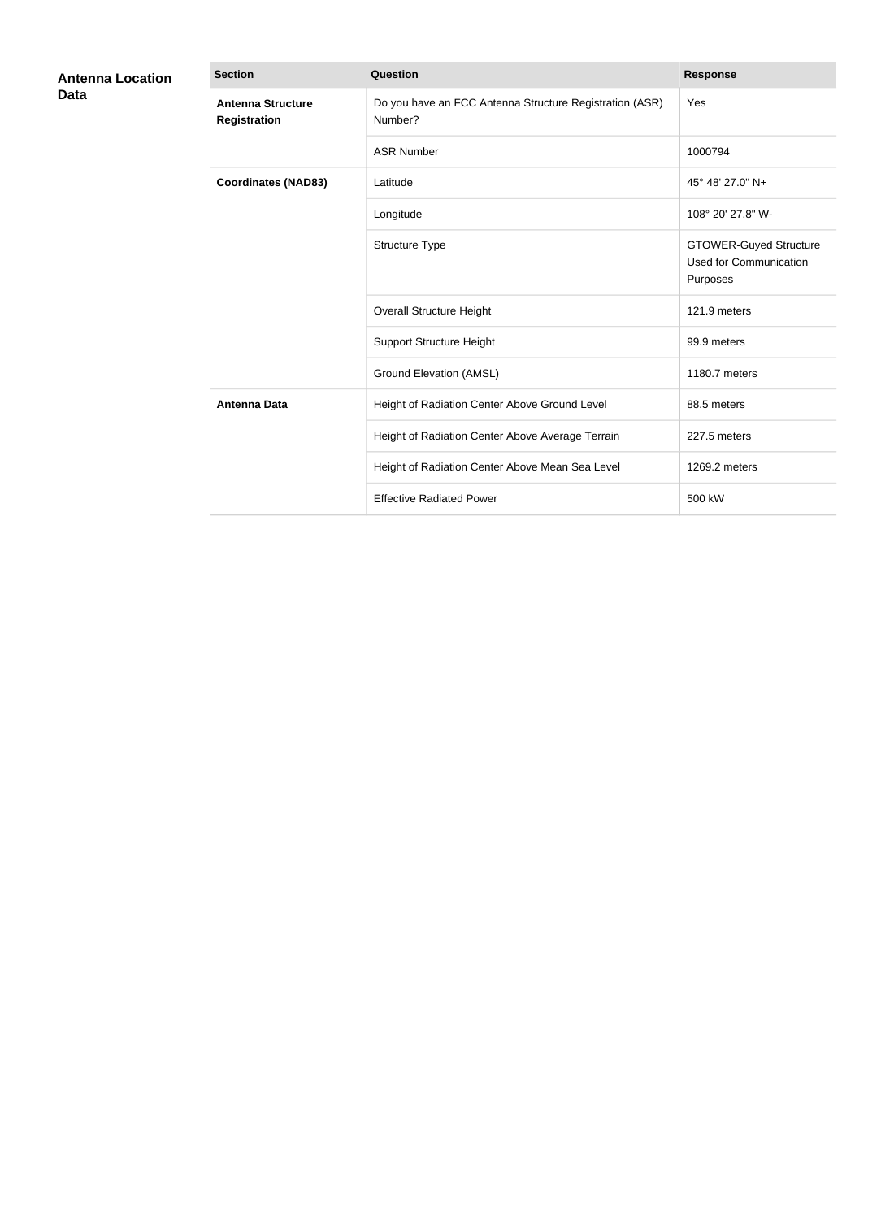## Antenna Location Data

| Section | Question | Response |
|---|---|---|
| **Antenna Structure Registration** | Do you have an FCC Antenna Structure Registration (ASR) Number? | Yes |
| | ASR Number | 1000794 |
| **Coordinates (NAD83)** | Latitude | 45° 48' 27.0" N+ |
| | Longitude | 108° 20' 27.8" W- |
| | Structure Type | GTOWER-Guyed Structure Used for Communication Purposes |
| | Overall Structure Height | 121.9 meters |
| | Support Structure Height | 99.9 meters |
| | Ground Elevation (AMSL) | 1180.7 meters |
| **Antenna Data** | Height of Radiation Center Above Ground Level | 88.5 meters |
| | Height of Radiation Center Above Average Terrain | 227.5 meters |
| | Height of Radiation Center Above Mean Sea Level | 1269.2 meters |
| | Effective Radiated Power | 500 kW |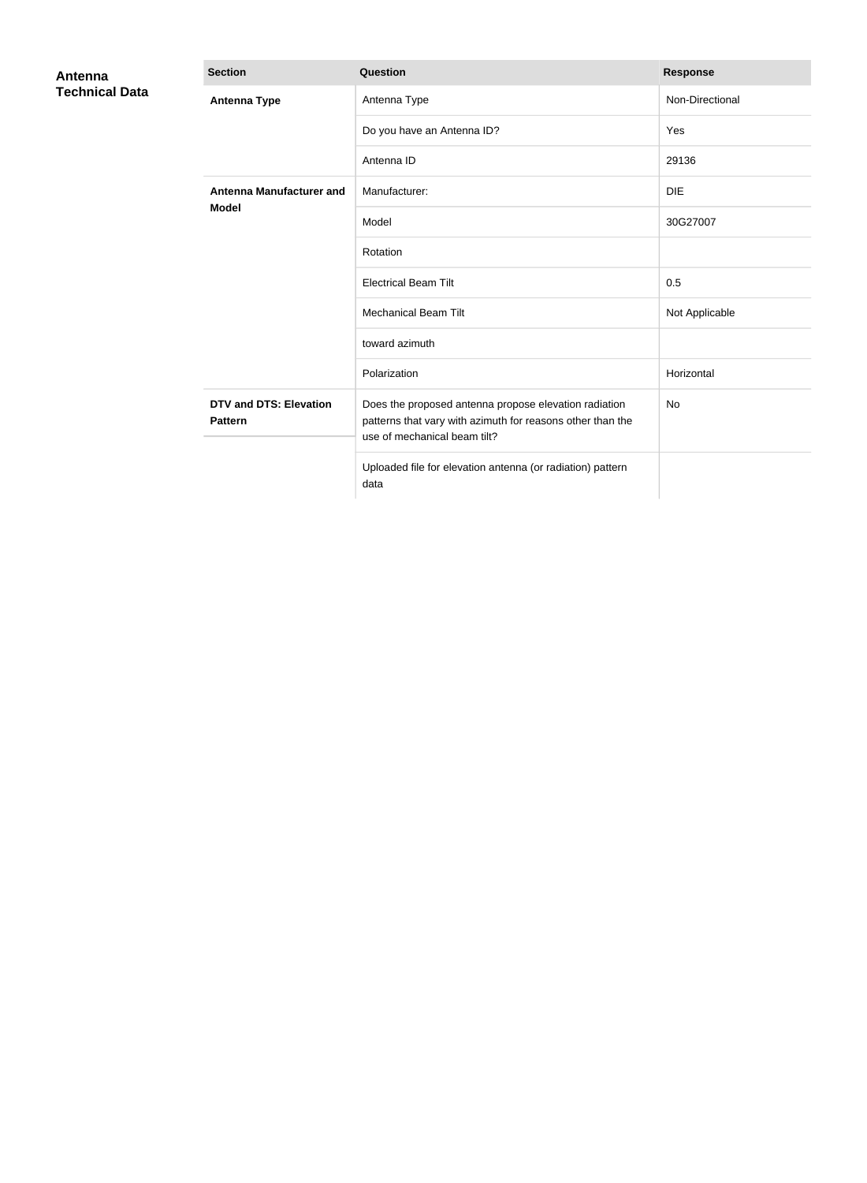## Antenna Technical Data

| Section | Question | Response |
| --- | --- | --- |
| **Antenna Type** | Antenna Type | Non-Directional |
| | Do you have an Antenna ID? | Yes |
| | Antenna ID | 29136 |
| **Antenna Manufacturer and Model** | Manufacturer: | DIE |
| | Model | 30G27007 |
| | Rotation | |
| | Electrical Beam Tilt | 0.5 |
| | Mechanical Beam Tilt | Not Applicable |
| | toward azimuth | |
| | Polarization | Horizontal |
| **DTV and DTS: Elevation Pattern** | Does the proposed antenna propose elevation radiation patterns that vary with azimuth for reasons other than the use of mechanical beam tilt? | No |
| | Uploaded file for elevation antenna (or radiation) pattern data | |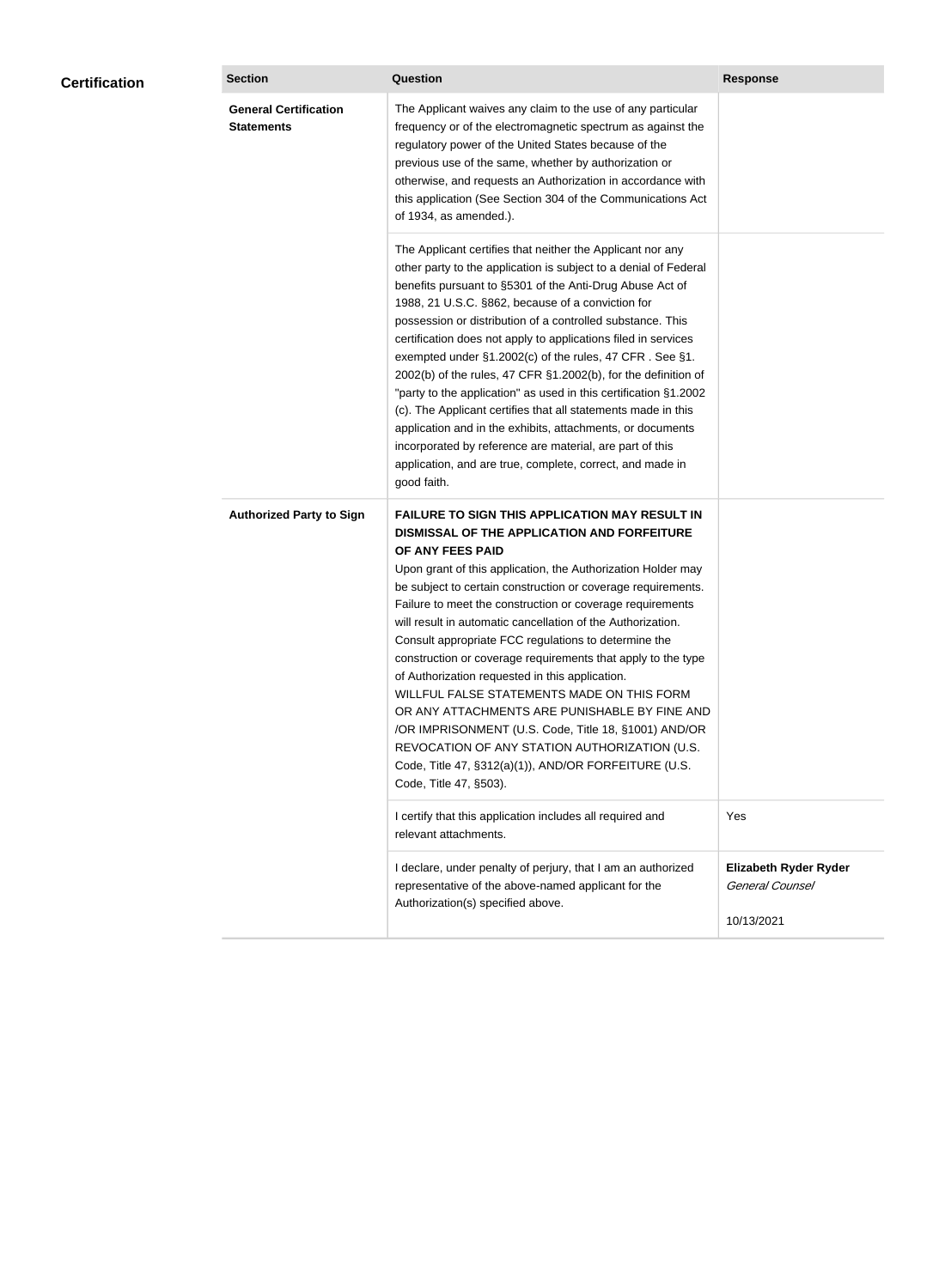## Certification

| Section | Question | Response |
| --- | --- | --- |
| **General Certification Statements** | The Applicant waives any claim to the use of any particular frequency or of the electromagnetic spectrum as against the regulatory power of the United States because of the previous use of the same, whether by authorization or otherwise, and requests an Authorization in accordance with this application (See Section 304 of the Communications Act of 1934, as amended.). | |
| | The Applicant certifies that neither the Applicant nor any other party to the application is subject to a denial of Federal benefits pursuant to §5301 of the Anti-Drug Abuse Act of 1988, 21 U.S.C. §862, because of a conviction for possession or distribution of a controlled substance. This certification does not apply to applications filed in services exempted under §1.2002(c) of the rules, 47 CFR . See §1. 2002(b) of the rules, 47 CFR §1.2002(b), for the definition of "party to the application" as used in this certification §1.2002 (c). The Applicant certifies that all statements made in this application and in the exhibits, attachments, or documents incorporated by reference are material, are part of this application, and are true, complete, correct, and made in good faith. | |
| **Authorized Party to Sign** | **FAILURE TO SIGN THIS APPLICATION MAY RESULT IN DISMISSAL OF THE APPLICATION AND FORFEITURE OF ANY FEES PAID** Upon grant of this application, the Authorization Holder may be subject to certain construction or coverage requirements. Failure to meet the construction or coverage requirements will result in automatic cancellation of the Authorization. Consult appropriate FCC regulations to determine the construction or coverage requirements that apply to the type of Authorization requested in this application. WILLFUL FALSE STATEMENTS MADE ON THIS FORM OR ANY ATTACHMENTS ARE PUNISHABLE BY FINE AND /OR IMPRISONMENT (U.S. Code, Title 18, §1001) AND/OR REVOCATION OF ANY STATION AUTHORIZATION (U.S. Code, Title 47, §312(a)(1)), AND/OR FORFEITURE (U.S. Code, Title 47, §503). | |
| | I certify that this application includes all required and relevant attachments. | Yes |
| | I declare, under penalty of perjury, that I am an authorized representative of the above-named applicant for the Authorization(s) specified above. | **Elizabeth Ryder Ryder** *General Counsel* 10/13/2021 |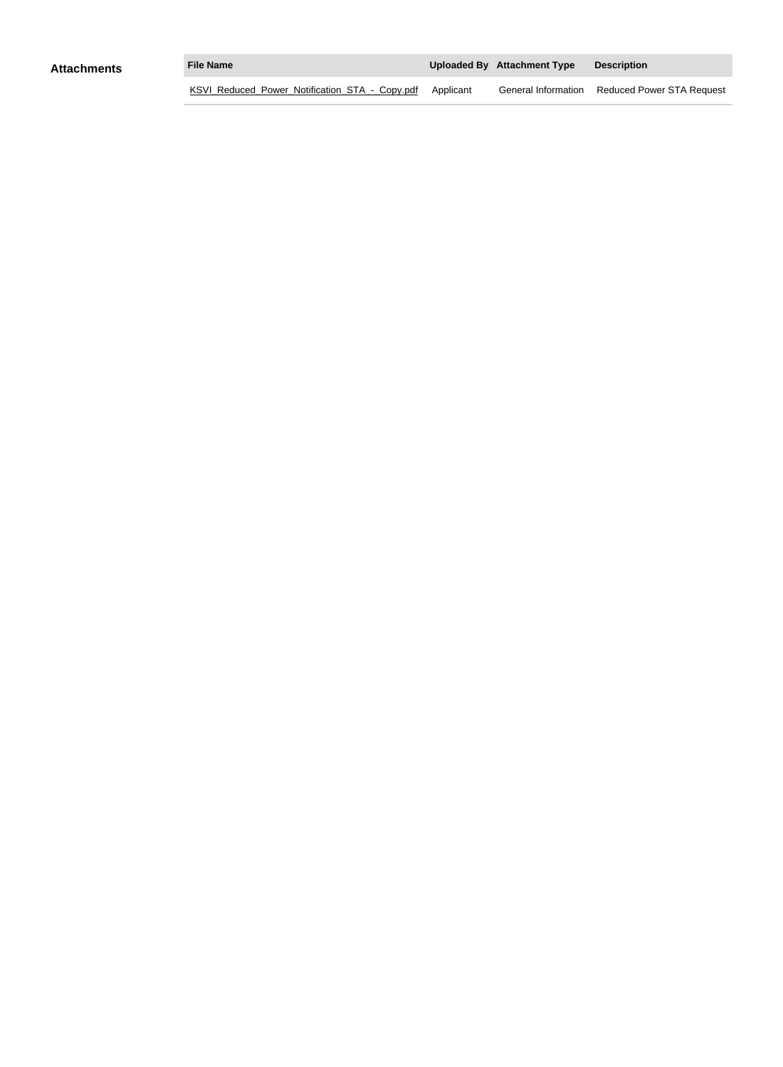**Attachments**

| File Name | Uploaded By | Attachment Type | Description |
|---|---|---|---|
| KSVI_Reduced_Power_Notification_STA_-_Copy.pdf | Applicant | General Information | Reduced Power STA Request |